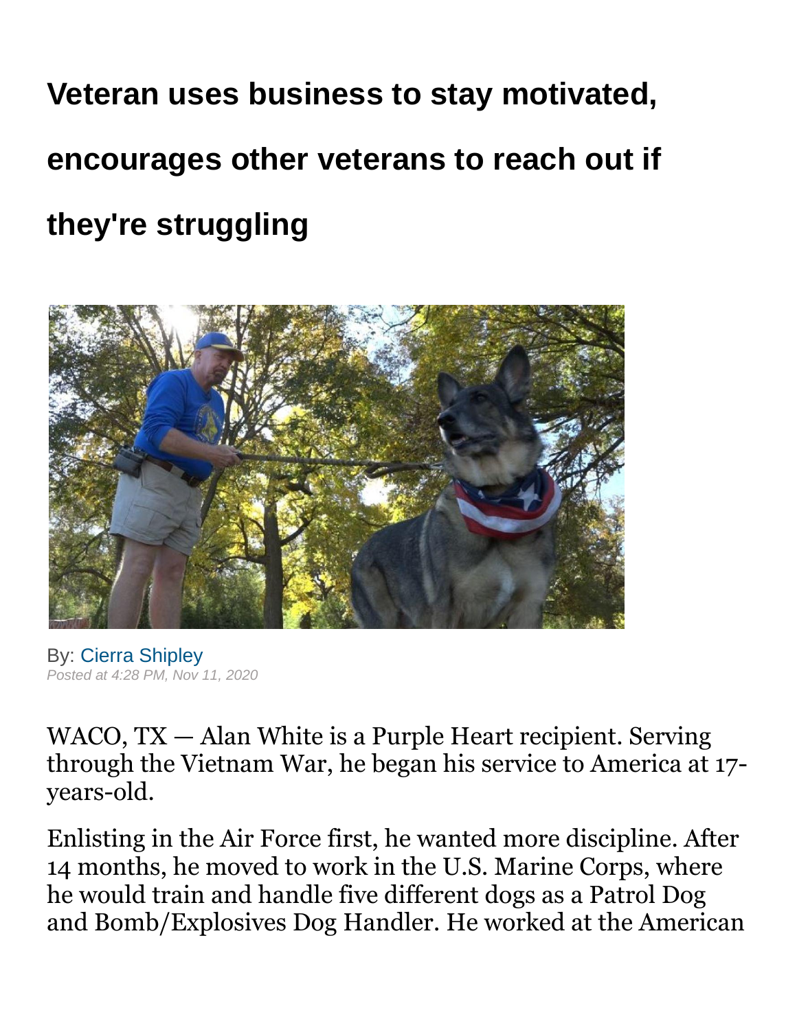# Veteran uses business to stay motivated, encourages other veterans to reach out if they're struggling

By: Cierra Shipley
*Posted at 4:28 PM, Nov 11, 2020*

WACO, TX — Alan White is a Purple Heart recipient. Serving through the Vietnam War, he began his service to America at 17-years-old.

Enlisting in the Air Force first, he wanted more discipline. After 14 months, he moved to work in the U.S. Marine Corps, where he would train and handle five different dogs as a Patrol Dog and Bomb/Explosives Dog Handler. He worked at the American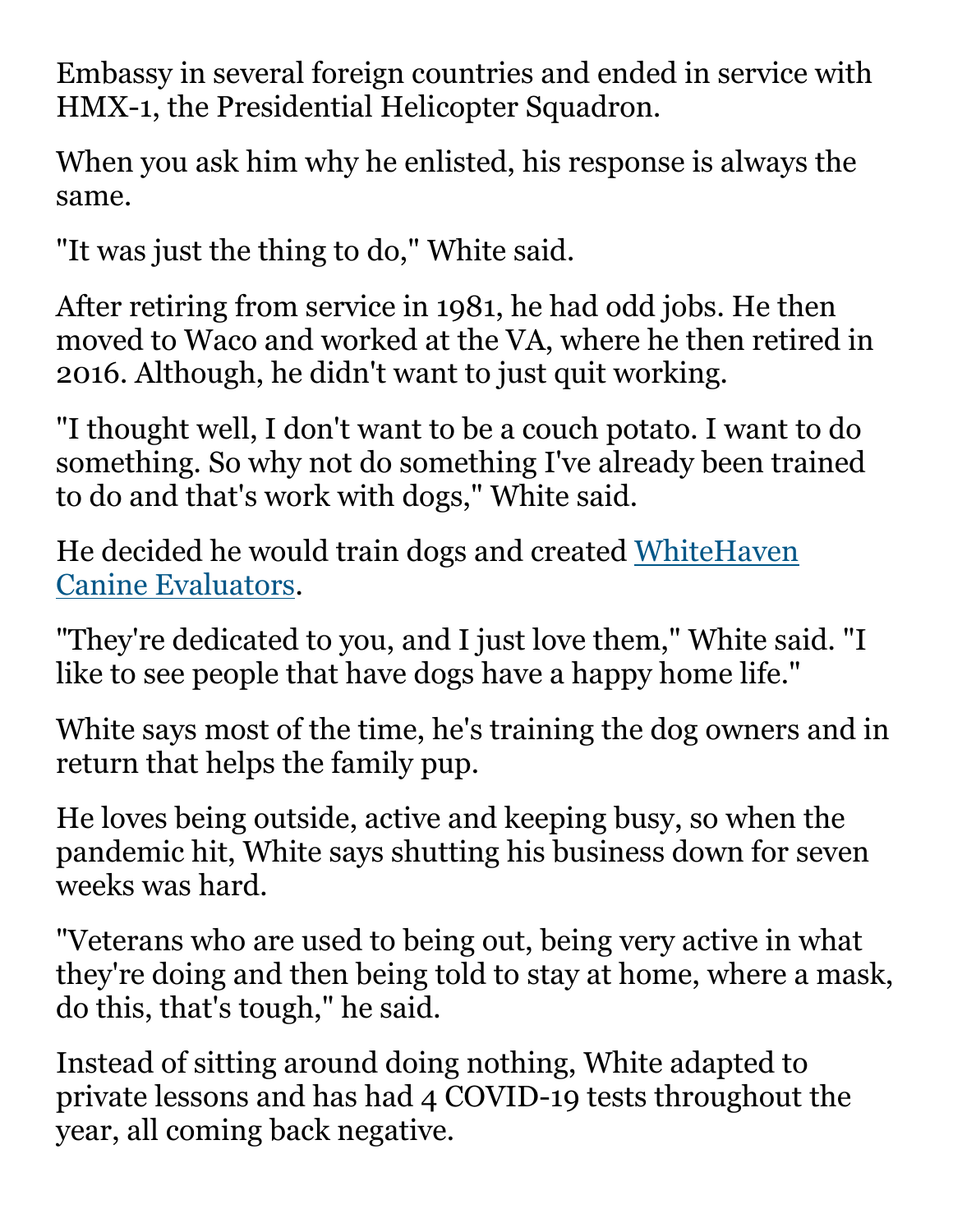Embassy in several foreign countries and ended in service with HMX-1, the Presidential Helicopter Squadron.

When you ask him why he enlisted, his response is always the same.

"It was just the thing to do," White said.

After retiring from service in 1981, he had odd jobs. He then moved to Waco and worked at the VA, where he then retired in 2016. Although, he didn't want to just quit working.

"I thought well, I don't want to be a couch potato. I want to do something. So why not do something I've already been trained to do and that's work with dogs," White said.

He decided he would train dogs and created WhiteHaven Canine Evaluators.

"They're dedicated to you, and I just love them," White said. "I like to see people that have dogs have a happy home life."

White says most of the time, he's training the dog owners and in return that helps the family pup.

He loves being outside, active and keeping busy, so when the pandemic hit, White says shutting his business down for seven weeks was hard.

"Veterans who are used to being out, being very active in what they're doing and then being told to stay at home, where a mask, do this, that's tough," he said.

Instead of sitting around doing nothing, White adapted to private lessons and has had 4 COVID-19 tests throughout the year, all coming back negative.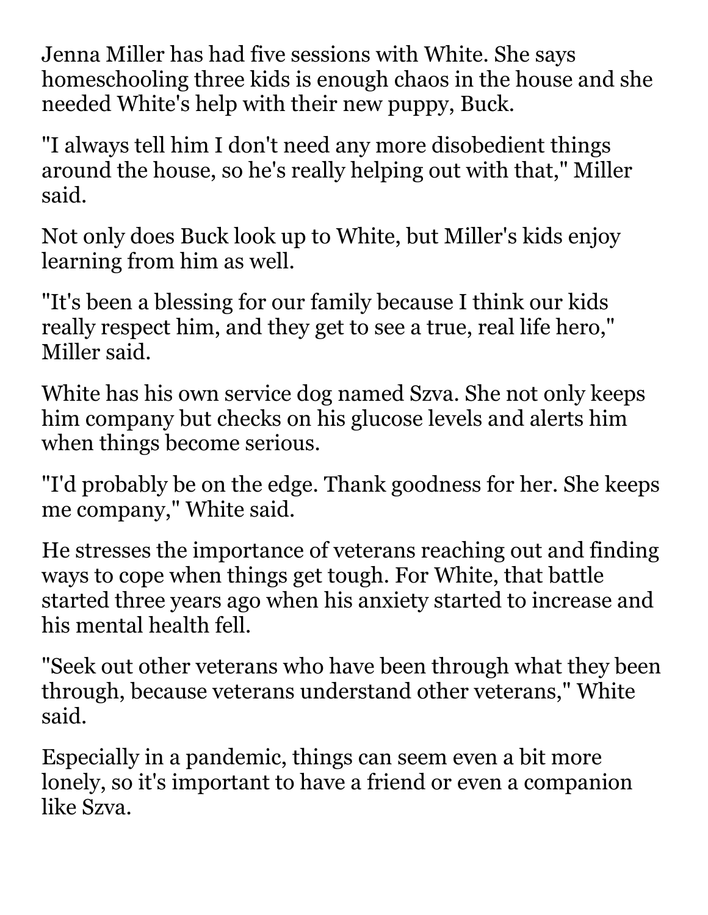Jenna Miller has had five sessions with White. She says homeschooling three kids is enough chaos in the house and she needed White's help with their new puppy, Buck.

"I always tell him I don't need any more disobedient things around the house, so he's really helping out with that," Miller said.

Not only does Buck look up to White, but Miller's kids enjoy learning from him as well.

"It's been a blessing for our family because I think our kids really respect him, and they get to see a true, real life hero," Miller said.

White has his own service dog named Szva. She not only keeps him company but checks on his glucose levels and alerts him when things become serious.

"I'd probably be on the edge. Thank goodness for her. She keeps me company," White said.

He stresses the importance of veterans reaching out and finding ways to cope when things get tough. For White, that battle started three years ago when his anxiety started to increase and his mental health fell.

"Seek out other veterans who have been through what they been through, because veterans understand other veterans," White said.

Especially in a pandemic, things can seem even a bit more lonely, so it's important to have a friend or even a companion like Szva.